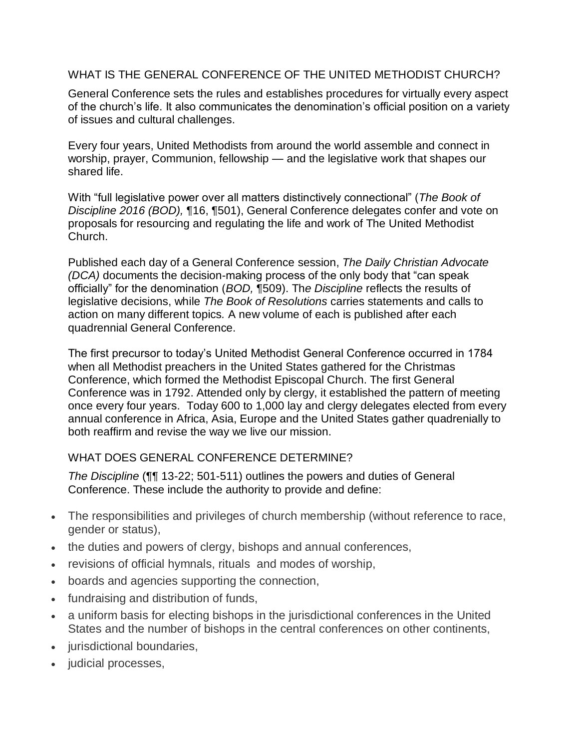## WHAT IS THE GENERAL CONFERENCE OF THE UNITED METHODIST CHURCH?

General Conference sets the rules and establishes procedures for virtually every aspect of the church's life. It also communicates the denomination's official position on a variety of issues and cultural challenges.

Every four years, United Methodists from around the world assemble and connect in worship, prayer, Communion, fellowship — and the legislative work that shapes our shared life.

With "full legislative power over all matters distinctively connectional" (*The Book of Discipline 2016 (BOD),* ¶16, ¶501), General Conference delegates confer and vote on proposals for resourcing and regulating the life and work of The United Methodist Church.

Published each day of a General Conference session, *The Daily Christian Advocate (DCA)* documents the decision-making process of the only body that "can speak officially" for the denomination (*BOD,* ¶509). The *Discipline* reflects the results of legislative decisions, while *The Book of Resolutions* carries statements and calls to action on many different topics. A new volume of each is published after each quadrennial General Conference.

The first precursor to today's United Methodist General Conference occurred in 1784 when all Methodist preachers in the United States gathered for the Christmas Conference, which formed the Methodist Episcopal Church. The first General Conference was in 1792. Attended only by clergy, it established the pattern of meeting once every four years. Today 600 to 1,000 lay and clergy delegates elected from every annual conference in Africa, Asia, Europe and the United States gather quadrenially to both reaffirm and revise the way we live our mission.

## WHAT DOES GENERAL CONFERENCE DETERMINE?

*The Discipline* (¶¶ 13-22; 501-511) outlines the powers and duties of General Conference. These include the authority to provide and define:

- The responsibilities and privileges of church membership (without reference to race, gender or status),
- the duties and powers of clergy, bishops and annual conferences,
- revisions of official hymnals, rituals and modes of worship,
- boards and agencies supporting the connection,
- fundraising and distribution of funds,
- a uniform basis for electing bishops in the jurisdictional conferences in the United States and the number of bishops in the central conferences on other continents,
- jurisdictional boundaries,
- judicial processes,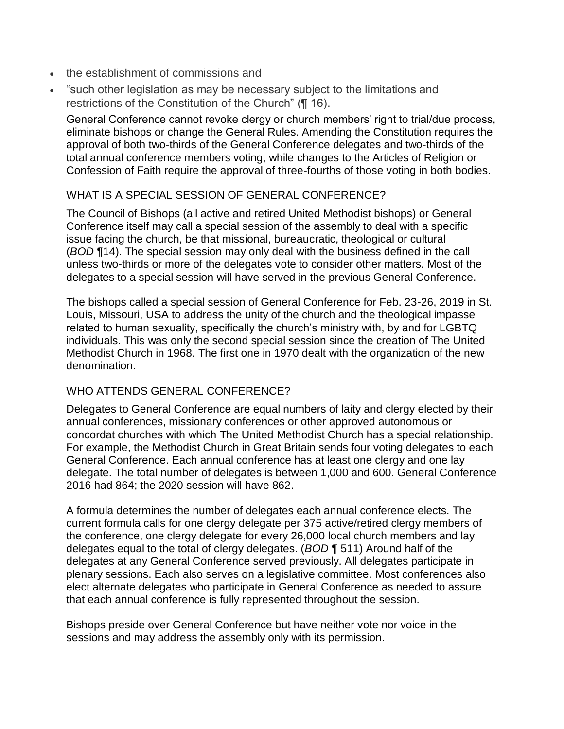- the establishment of commissions and
- "such other legislation as may be necessary subject to the limitations and restrictions of the Constitution of the Church" (¶ 16).

General Conference cannot revoke clergy or church members' right to trial/due process, eliminate bishops or change the General Rules. Amending the Constitution requires the approval of both two-thirds of the General Conference delegates and two-thirds of the total annual conference members voting, while changes to the Articles of Religion or Confession of Faith require the approval of three-fourths of those voting in both bodies.

## WHAT IS A SPECIAL SESSION OF GENERAL CONFERENCE?

The Council of Bishops (all active and retired United Methodist bishops) or General Conference itself may call a special session of the assembly to deal with a specific issue facing the church, be that missional, bureaucratic, theological or cultural (*BOD* ¶14). The special session may only deal with the business defined in the call unless two-thirds or more of the delegates vote to consider other matters. Most of the delegates to a special session will have served in the previous General Conference.

The bishops called a special session of General Conference for Feb. 23-26, 2019 in St. Louis, Missouri, USA to address the unity of the church and the theological impasse related to human sexuality, specifically the church's ministry with, by and for LGBTQ individuals. This was only the second special session since the creation of The United Methodist Church in 1968. The first one in 1970 dealt with the organization of the new denomination.

## WHO ATTENDS GENERAL CONFERENCE?

Delegates to General Conference are equal numbers of laity and clergy elected by their annual conferences, missionary conferences or other approved autonomous or concordat churches with which The United Methodist Church has a special relationship. For example, the Methodist Church in Great Britain sends four voting delegates to each General Conference. Each annual conference has at least one clergy and one lay delegate. The total number of delegates is between 1,000 and 600. General Conference 2016 had 864; the 2020 session will have 862.

A formula determines the number of delegates each annual conference elects. The current formula calls for one clergy delegate per 375 active/retired clergy members of the conference, one clergy delegate for every 26,000 local church members and lay delegates equal to the total of clergy delegates. (*BOD* ¶ 511) Around half of the delegates at any General Conference served previously. All delegates participate in plenary sessions. Each also serves on a legislative committee. Most conferences also elect alternate delegates who participate in General Conference as needed to assure that each annual conference is fully represented throughout the session.

Bishops preside over General Conference but have neither vote nor voice in the sessions and may address the assembly only with its permission.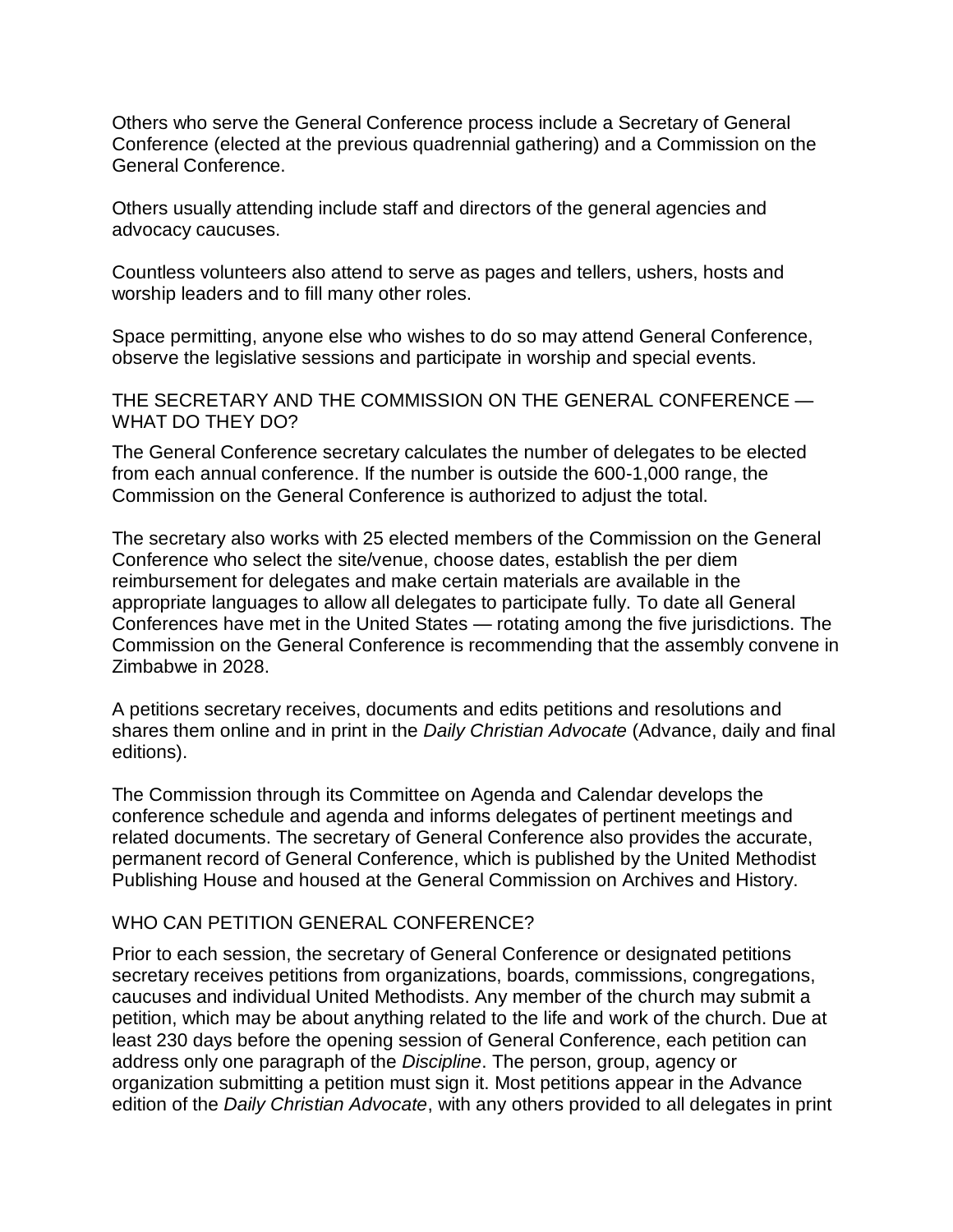Others who serve the General Conference process include a Secretary of General Conference (elected at the previous quadrennial gathering) and a Commission on the General Conference.

Others usually attending include staff and directors of the general agencies and advocacy caucuses.

Countless volunteers also attend to serve as pages and tellers, ushers, hosts and worship leaders and to fill many other roles.

Space permitting, anyone else who wishes to do so may attend General Conference, observe the legislative sessions and participate in worship and special events.

## THE SECRETARY AND THE COMMISSION ON THE GENERAL CONFERENCE — WHAT DO THEY DO?

The General Conference secretary calculates the number of delegates to be elected from each annual conference. If the number is outside the 600-1,000 range, the Commission on the General Conference is authorized to adjust the total.

The secretary also works with 25 elected members of the Commission on the General Conference who select the site/venue, choose dates, establish the per diem reimbursement for delegates and make certain materials are available in the appropriate languages to allow all delegates to participate fully. To date all General Conferences have met in the United States — rotating among the five jurisdictions. The Commission on the General Conference is recommending that the assembly convene in Zimbabwe in 2028.

A petitions secretary receives, documents and edits petitions and resolutions and shares them online and in print in the *Daily Christian Advocate* (Advance, daily and final editions).

The Commission through its Committee on Agenda and Calendar develops the conference schedule and agenda and informs delegates of pertinent meetings and related documents. The secretary of General Conference also provides the accurate, permanent record of General Conference, which is published by the United Methodist Publishing House and housed at the General Commission on Archives and History.

## WHO CAN PETITION GENERAL CONFERENCE?

Prior to each session, the secretary of General Conference or designated petitions secretary receives petitions from organizations, boards, commissions, congregations, caucuses and individual United Methodists. Any member of the church may submit a petition, which may be about anything related to the life and work of the church. Due at least 230 days before the opening session of General Conference, each petition can address only one paragraph of the *Discipline*. The person, group, agency or organization submitting a petition must sign it. Most petitions appear in the Advance edition of the *Daily Christian Advocate*, with any others provided to all delegates in print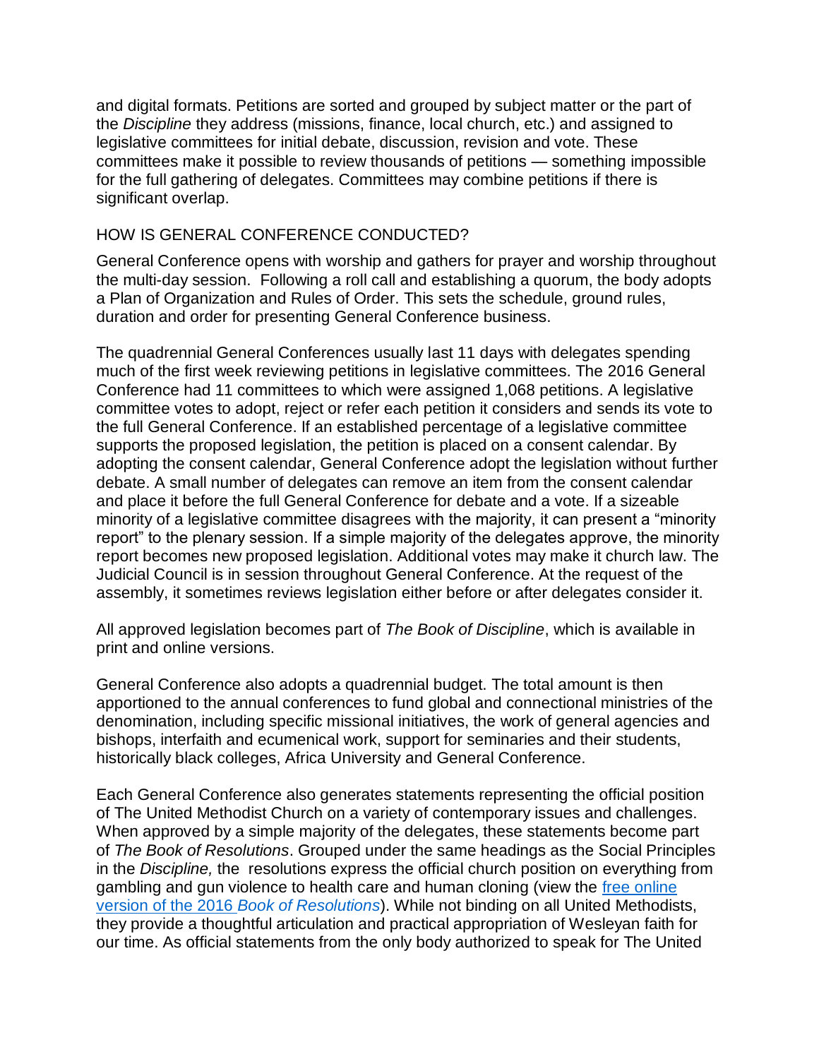and digital formats. Petitions are sorted and grouped by subject matter or the part of the *Discipline* they address (missions, finance, local church, etc.) and assigned to legislative committees for initial debate, discussion, revision and vote. These committees make it possible to review thousands of petitions — something impossible for the full gathering of delegates. Committees may combine petitions if there is significant overlap.

## HOW IS GENERAL CONFERENCE CONDUCTED?

General Conference opens with worship and gathers for prayer and worship throughout the multi-day session. Following a roll call and establishing a quorum, the body adopts a Plan of Organization and Rules of Order. This sets the schedule, ground rules, duration and order for presenting General Conference business.

The quadrennial General Conferences usually last 11 days with delegates spending much of the first week reviewing petitions in legislative committees. The 2016 General Conference had 11 committees to which were assigned 1,068 petitions. A legislative committee votes to adopt, reject or refer each petition it considers and sends its vote to the full General Conference. If an established percentage of a legislative committee supports the proposed legislation, the petition is placed on a consent calendar. By adopting the consent calendar, General Conference adopt the legislation without further debate. A small number of delegates can remove an item from the consent calendar and place it before the full General Conference for debate and a vote. If a sizeable minority of a legislative committee disagrees with the majority, it can present a "minority report" to the plenary session. If a simple majority of the delegates approve, the minority report becomes new proposed legislation. Additional votes may make it church law. The Judicial Council is in session throughout General Conference. At the request of the assembly, it sometimes reviews legislation either before or after delegates consider it.

All approved legislation becomes part of *The Book of Discipline*, which is available in print and online versions.

General Conference also adopts a quadrennial budget. The total amount is then apportioned to the annual conferences to fund global and connectional ministries of the denomination, including specific missional initiatives, the work of general agencies and bishops, interfaith and ecumenical work, support for seminaries and their students, historically black colleges, Africa University and General Conference.

Each General Conference also generates statements representing the official position of The United Methodist Church on a variety of contemporary issues and challenges. When approved by a simple majority of the delegates, these statements become part of *The Book of Resolutions*. Grouped under the same headings as the Social Principles in the *Discipline,* the resolutions express the official church position on everything from gambling and gun violence to health care and human cloning (view the free online version of the 2016 *Book of Resolutions*). While not binding on all United Methodists, they provide a thoughtful articulation and practical appropriation of Wesleyan faith for our time. As official statements from the only body authorized to speak for The United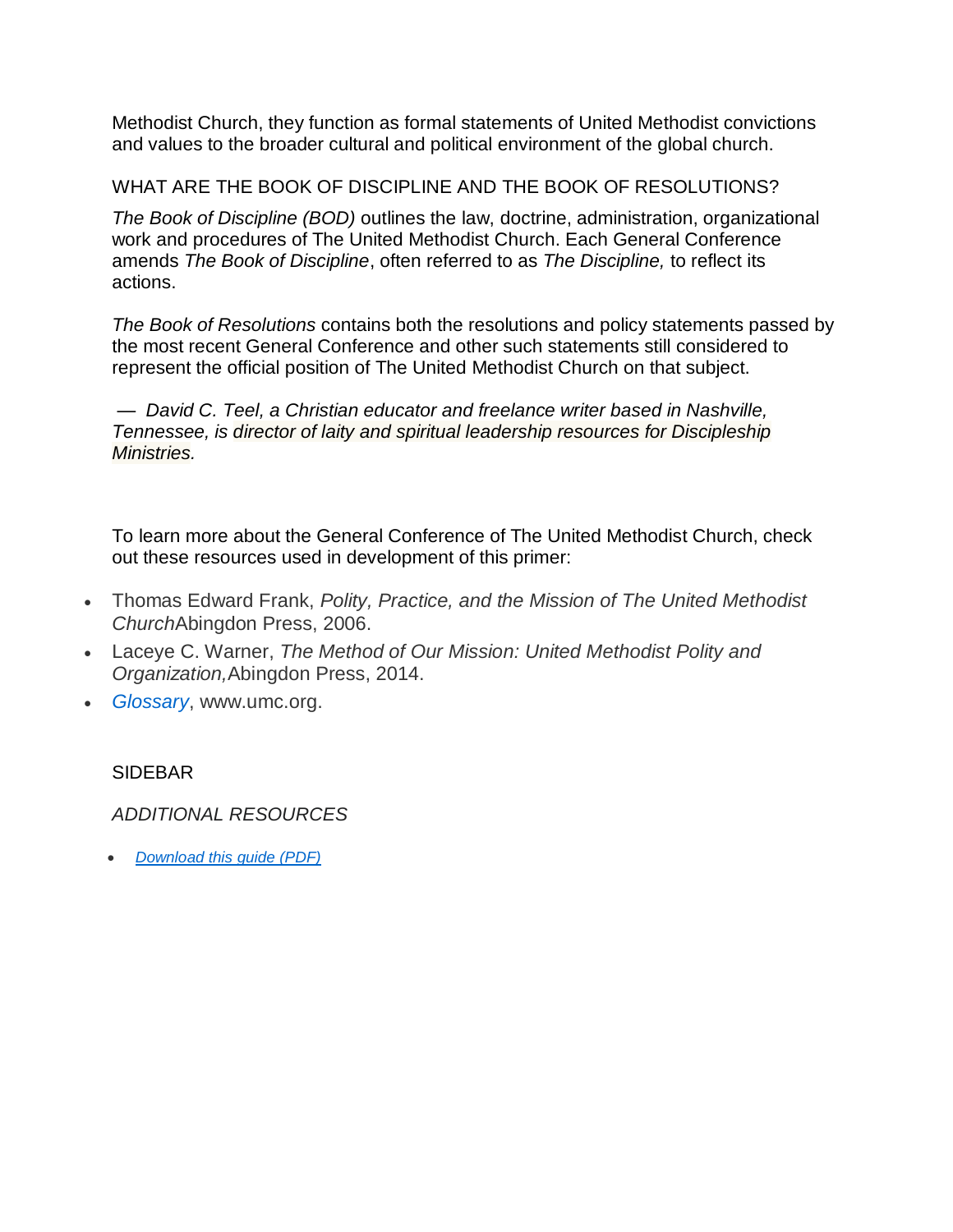Methodist Church, they function as formal statements of United Methodist convictions and values to the broader cultural and political environment of the global church.

## WHAT ARE THE BOOK OF DISCIPLINE AND THE BOOK OF RESOLUTIONS?

*The Book of Discipline (BOD)* outlines the law, doctrine, administration, organizational work and procedures of The United Methodist Church. Each General Conference amends *The Book of Discipline*, often referred to as *The Discipline,* to reflect its actions.

*The Book of Resolutions* contains both the resolutions and policy statements passed by the most recent General Conference and other such statements still considered to represent the official position of The United Methodist Church on that subject.

*— David C. Teel, a Christian educator and freelance writer based in Nashville, Tennessee, is director of laity and spiritual leadership resources for Discipleship Ministries.*

To learn more about the General Conference of The United Methodist Church, check out these resources used in development of this primer:

- Thomas Edward Frank, *Polity, Practice, and the Mission of The United Methodist Church*Abingdon Press, 2006.
- Laceye C. Warner, *The Method of Our Mission: United Methodist Polity and Organization,*Abingdon Press, 2014.
- *Glossary*, www.umc.org.

## SIDEBAR

### *ADDITIONAL RESOURCES*

- *Download this guide (PDF)*